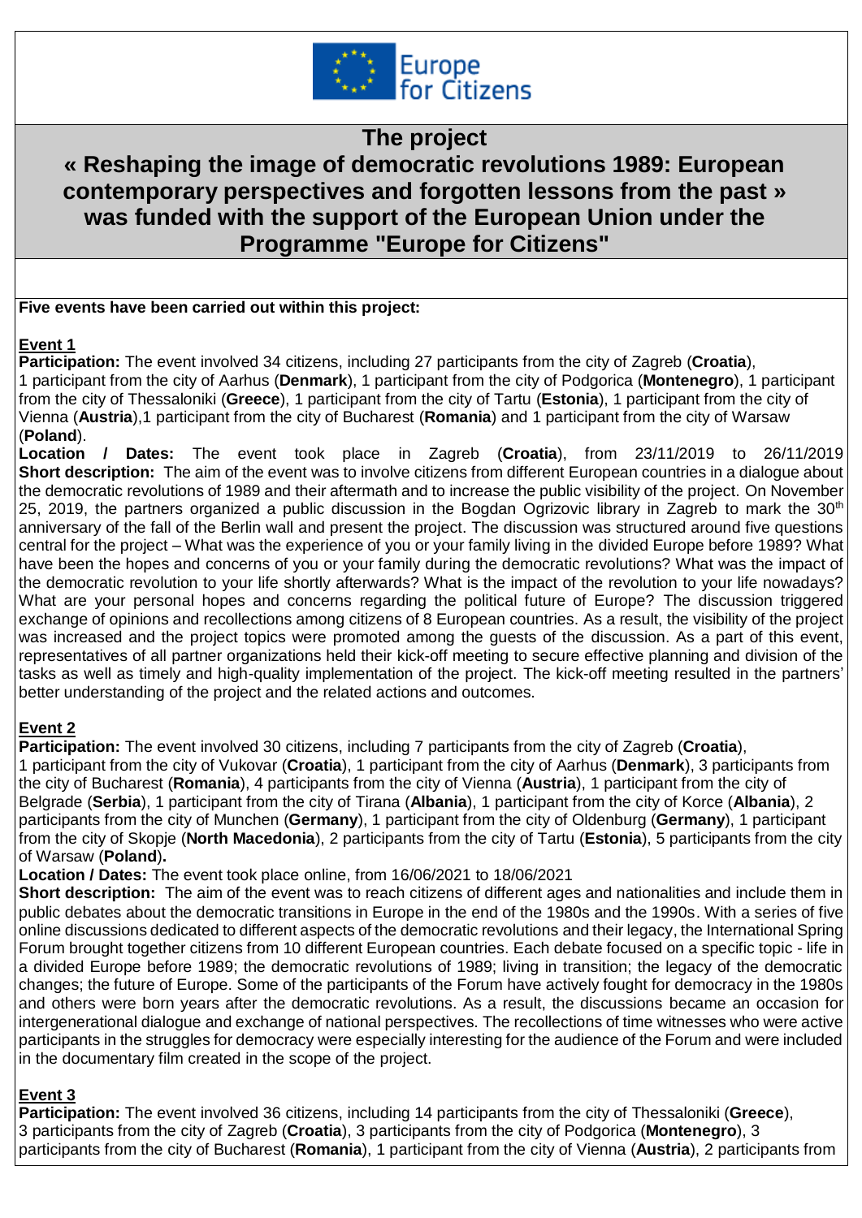Europe for Citizens

# The project « Reshaping the image of democratic revolutions 1989: European contemporary perspectives and forgotten lessons from the past » was funded with the support of the European Union under the Programme "Europe for Citizens"

**Five events have been carried out within this project:**

## Event 1

**Participation:** The event involved 34 citizens, including 27 participants from the city of Zagreb (**Croatia**), 1 participant from the city of Aarhus (**Denmark**), 1 participant from the city of Podgorica (**Montenegro**), 1 participant from the city of Thessaloniki (**Greece**), 1 participant from the city of Tartu (**Estonia**), 1 participant from the city of Vienna (**Austria**),1 participant from the city of Bucharest (**Romania**) and 1 participant from the city of Warsaw (**Poland**).

**Location / Dates:** The event took place in Zagreb (**Croatia**), from 23/11/2019 to 26/11/2019

**Short description:** The aim of the event was to involve citizens from different European countries in a dialogue about the democratic revolutions of 1989 and their aftermath and to increase the public visibility of the project. On November 25, 2019, the partners organized a public discussion in the Bogdan Ogrizovic library in Zagreb to mark the 30th anniversary of the fall of the Berlin wall and present the project. The discussion was structured around five questions central for the project – What was the experience of you or your family living in the divided Europe before 1989? What have been the hopes and concerns of you or your family during the democratic revolutions? What was the impact of the democratic revolution to your life shortly afterwards? What is the impact of the revolution to your life nowadays? What are your personal hopes and concerns regarding the political future of Europe? The discussion triggered exchange of opinions and recollections among citizens of 8 European countries. As a result, the visibility of the project was increased and the project topics were promoted among the guests of the discussion. As a part of this event, representatives of all partner organizations held their kick-off meeting to secure effective planning and division of the tasks as well as timely and high-quality implementation of the project. The kick-off meeting resulted in the partners' better understanding of the project and the related actions and outcomes.

## Event 2

**Participation:** The event involved 30 citizens, including 7 participants from the city of Zagreb (**Croatia**), 1 participant from the city of Vukovar (**Croatia**), 1 participant from the city of Aarhus (**Denmark**), 3 participants from the city of Bucharest (**Romania**), 4 participants from the city of Vienna (**Austria**), 1 participant from the city of Belgrade (**Serbia**), 1 participant from the city of Tirana (**Albania**), 1 participant from the city of Korce (**Albania**), 2 participants from the city of Munchen (**Germany**), 1 participant from the city of Oldenburg (**Germany**), 1 participant from the city of Skopje (**North Macedonia**), 2 participants from the city of Tartu (**Estonia**), 5 participants from the city of Warsaw (**Poland**).

**Location / Dates:** The event took place online, from 16/06/2021 to 18/06/2021

**Short description:** The aim of the event was to reach citizens of different ages and nationalities and include them in public debates about the democratic transitions in Europe in the end of the 1980s and the 1990s. With a series of five online discussions dedicated to different aspects of the democratic revolutions and their legacy, the International Spring Forum brought together citizens from 10 different European countries. Each debate focused on a specific topic - life in a divided Europe before 1989; the democratic revolutions of 1989; living in transition; the legacy of the democratic changes; the future of Europe. Some of the participants of the Forum have actively fought for democracy in the 1980s and others were born years after the democratic revolutions. As a result, the discussions became an occasion for intergenerational dialogue and exchange of national perspectives. The recollections of time witnesses who were active participants in the struggles for democracy were especially interesting for the audience of the Forum and were included in the documentary film created in the scope of the project.

## Event 3

**Participation:** The event involved 36 citizens, including 14 participants from the city of Thessaloniki (**Greece**), 3 participants from the city of Zagreb (**Croatia**), 3 participants from the city of Podgorica (**Montenegro**), 3 participants from the city of Bucharest (**Romania**), 1 participant from the city of Vienna (**Austria**), 2 participants from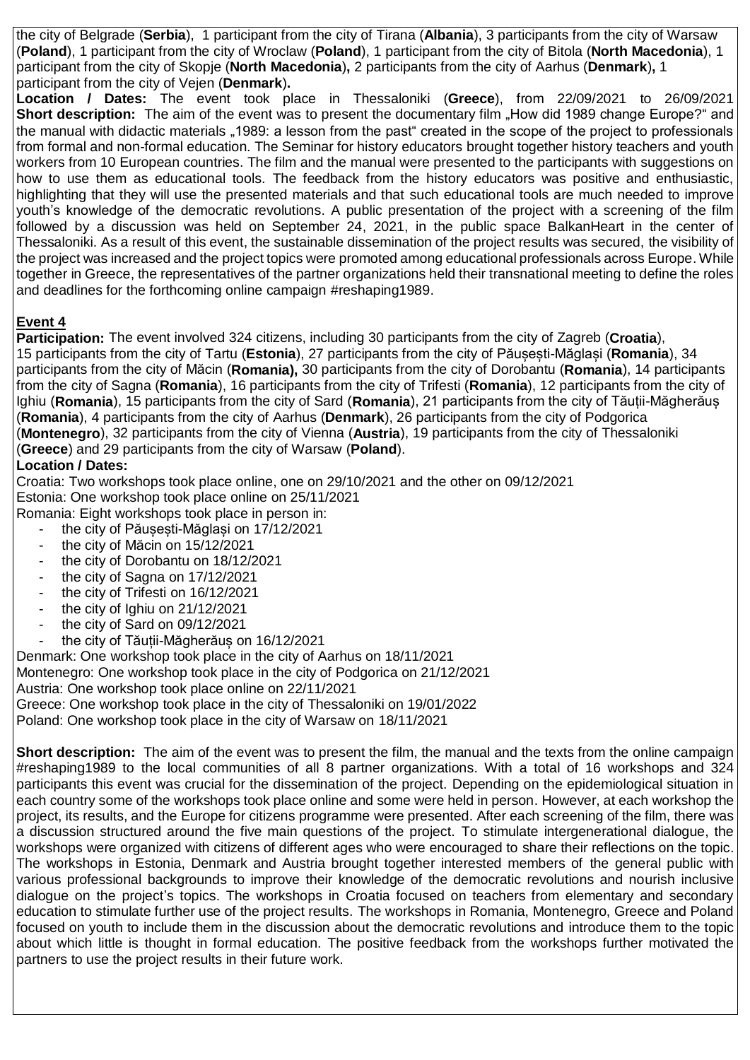the city of Belgrade (**Serbia**), 1 participant from the city of Tirana (**Albania**), 3 participants from the city of Warsaw (**Poland**), 1 participant from the city of Wroclaw (**Poland**), 1 participant from the city of Bitola (**North Macedonia**), 1 participant from the city of Skopje (**North Macedonia**), 2 participants from the city of Aarhus (**Denmark**), 1 participant from the city of Vejen (**Denmark**).

**Location / Dates:** The event took place in Thessaloniki (**Greece**), from 22/09/2021 to 26/09/2021

**Short description:** The aim of the event was to present the documentary film „How did 1989 change Europe?" and the manual with didactic materials „1989: a lesson from the past" created in the scope of the project to professionals from formal and non-formal education. The Seminar for history educators brought together history teachers and youth workers from 10 European countries. The film and the manual were presented to the participants with suggestions on how to use them as educational tools. The feedback from the history educators was positive and enthusiastic, highlighting that they will use the presented materials and that such educational tools are much needed to improve youth's knowledge of the democratic revolutions. A public presentation of the project with a screening of the film followed by a discussion was held on September 24, 2021, in the public space BalkanHeart in the center of Thessaloniki. As a result of this event, the sustainable dissemination of the project results was secured, the visibility of the project was increased and the project topics were promoted among educational professionals across Europe. While together in Greece, the representatives of the partner organizations held their transnational meeting to define the roles and deadlines for the forthcoming online campaign #reshaping1989.

## Event 4

**Participation:** The event involved 324 citizens, including 30 participants from the city of Zagreb (**Croatia**), 15 participants from the city of Tartu (**Estonia**), 27 participants from the city of Păușești-Măglași (**Romania**), 34 participants from the city of Măcin (**Romania**), 30 participants from the city of Dorobantu (**Romania**), 14 participants from the city of Sagna (**Romania**), 16 participants from the city of Trifesti (**Romania**), 12 participants from the city of Ighiu (**Romania**), 15 participants from the city of Sard (**Romania**), 21 participants from the city of Tăuții-Măgherăuș (**Romania**), 4 participants from the city of Aarhus (**Denmark**), 26 participants from the city of Podgorica (**Montenegro**), 32 participants from the city of Vienna (**Austria**), 19 participants from the city of Thessaloniki (**Greece**) and 29 participants from the city of Warsaw (**Poland**).

**Location / Dates:**

Croatia: Two workshops took place online, one on 29/10/2021 and the other on 09/12/2021

Estonia: One workshop took place online on 25/11/2021

Romania: Eight workshops took place in person in:

- the city of Păușești-Măglași on 17/12/2021
- the city of Măcin on 15/12/2021
- the city of Dorobantu on 18/12/2021
- the city of Sagna on 17/12/2021
- the city of Trifesti on 16/12/2021
- the city of Ighiu on 21/12/2021
- the city of Sard on 09/12/2021
- the city of Tăuții-Măgherăuș on 16/12/2021

Denmark: One workshop took place in the city of Aarhus on 18/11/2021

Montenegro: One workshop took place in the city of Podgorica on 21/12/2021

Austria: One workshop took place online on 22/11/2021

Greece: One workshop took place in the city of Thessaloniki on 19/01/2022

Poland: One workshop took place in the city of Warsaw on 18/11/2021

**Short description:** The aim of the event was to present the film, the manual and the texts from the online campaign #reshaping1989 to the local communities of all 8 partner organizations. With a total of 16 workshops and 324 participants this event was crucial for the dissemination of the project. Depending on the epidemiological situation in each country some of the workshops took place online and some were held in person. However, at each workshop the project, its results, and the Europe for citizens programme were presented. After each screening of the film, there was a discussion structured around the five main questions of the project. To stimulate intergenerational dialogue, the workshops were organized with citizens of different ages who were encouraged to share their reflections on the topic. The workshops in Estonia, Denmark and Austria brought together interested members of the general public with various professional backgrounds to improve their knowledge of the democratic revolutions and nourish inclusive dialogue on the project's topics. The workshops in Croatia focused on teachers from elementary and secondary education to stimulate further use of the project results. The workshops in Romania, Montenegro, Greece and Poland focused on youth to include them in the discussion about the democratic revolutions and introduce them to the topic about which little is thought in formal education. The positive feedback from the workshops further motivated the partners to use the project results in their future work.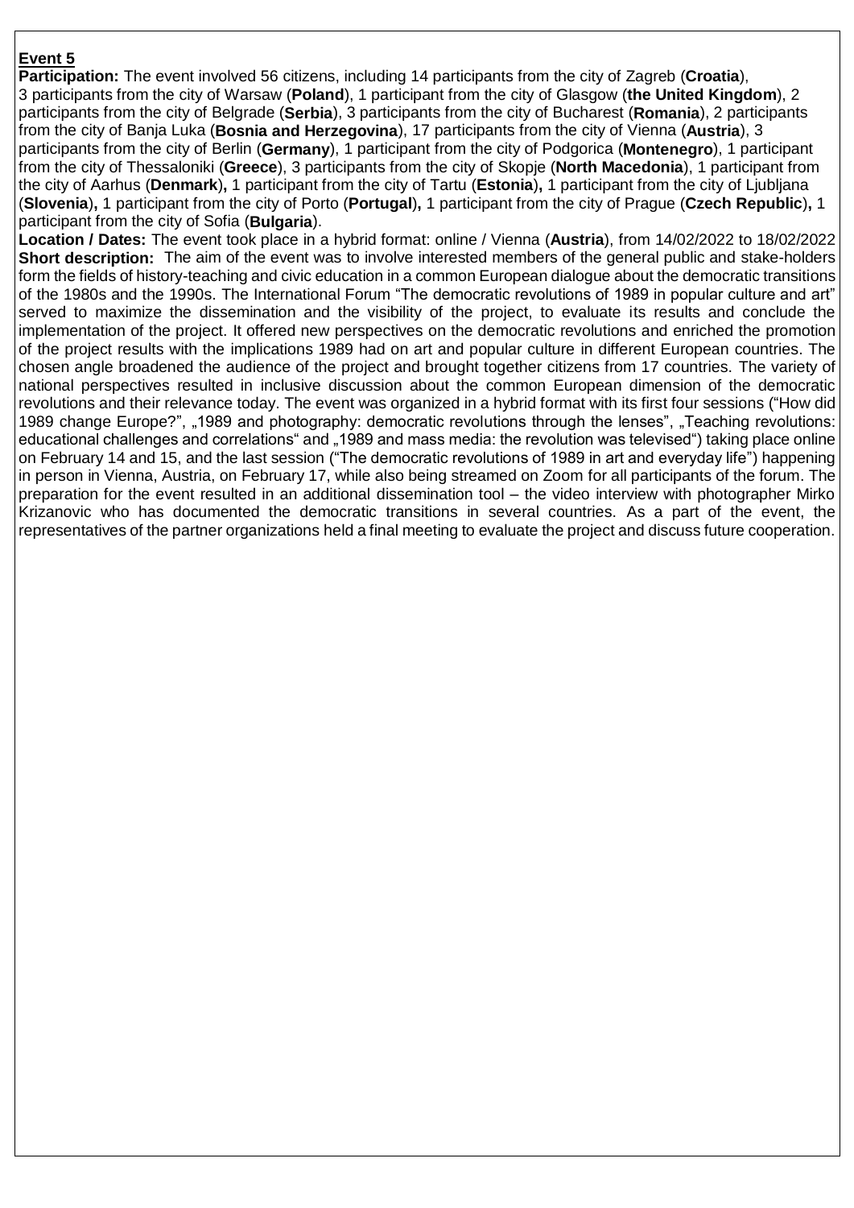**Event 5**

**Participation:** The event involved 56 citizens, including 14 participants from the city of Zagreb (**Croatia**), 3 participants from the city of Warsaw (**Poland**), 1 participant from the city of Glasgow (**the United Kingdom**), 2 participants from the city of Belgrade (**Serbia**), 3 participants from the city of Bucharest (**Romania**), 2 participants from the city of Banja Luka (**Bosnia and Herzegovina**), 17 participants from the city of Vienna (**Austria**), 3 participants from the city of Berlin (**Germany**), 1 participant from the city of Podgorica (**Montenegro**), 1 participant from the city of Thessaloniki (**Greece**), 3 participants from the city of Skopje (**North Macedonia**), 1 participant from the city of Aarhus (**Denmark**)**,** 1 participant from the city of Tartu (**Estonia**)**,** 1 participant from the city of Ljubljana (**Slovenia**)**,** 1 participant from the city of Porto (**Portugal**)**,** 1 participant from the city of Prague (**Czech Republic**)**,** 1 participant from the city of Sofia (**Bulgaria**).

**Location / Dates:** The event took place in a hybrid format: online / Vienna (**Austria**), from 14/02/2022 to 18/02/2022

**Short description:** The aim of the event was to involve interested members of the general public and stake-holders form the fields of history-teaching and civic education in a common European dialogue about the democratic transitions of the 1980s and the 1990s. The International Forum "The democratic revolutions of 1989 in popular culture and art" served to maximize the dissemination and the visibility of the project, to evaluate its results and conclude the implementation of the project. It offered new perspectives on the democratic revolutions and enriched the promotion of the project results with the implications 1989 had on art and popular culture in different European countries. The chosen angle broadened the audience of the project and brought together citizens from 17 countries. The variety of national perspectives resulted in inclusive discussion about the common European dimension of the democratic revolutions and their relevance today. The event was organized in a hybrid format with its first four sessions ("How did 1989 change Europe?", „1989 and photography: democratic revolutions through the lenses", „Teaching revolutions: educational challenges and correlations" and „1989 and mass media: the revolution was televised") taking place online on February 14 and 15, and the last session ("The democratic revolutions of 1989 in art and everyday life") happening in person in Vienna, Austria, on February 17, while also being streamed on Zoom for all participants of the forum. The preparation for the event resulted in an additional dissemination tool – the video interview with photographer Mirko Krizanovic who has documented the democratic transitions in several countries. As a part of the event, the representatives of the partner organizations held a final meeting to evaluate the project and discuss future cooperation.